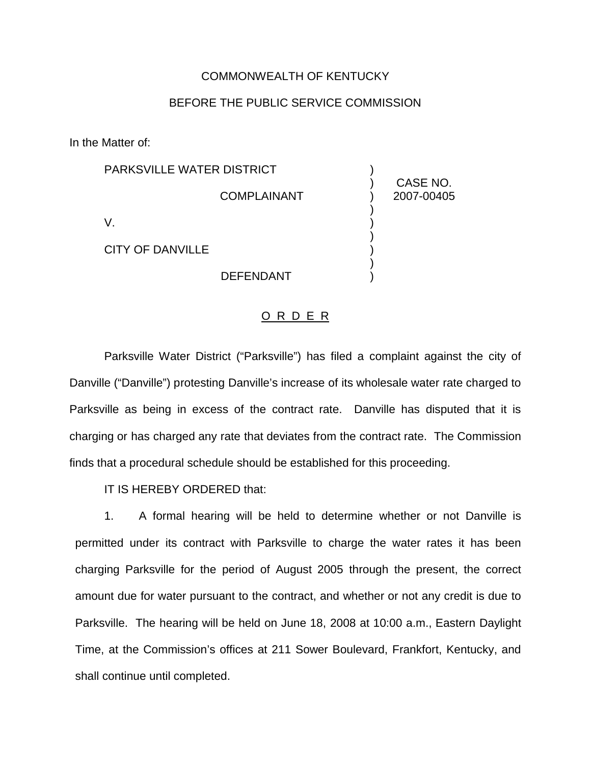COMMONWEALTH OF KENTUCKY

BEFORE THE PUBLIC SERVICE COMMISSION

In the Matter of:

| | | |
|---|---|---|
| PARKSVILLE WATER DISTRICT<br><br>COMPLAINANT<br><br>V.<br><br>CITY OF DANVILLE<br><br>DEFENDANT | ) | CASE NO. 2007-00405 |

O R D E R

Parksville Water District ("Parksville") has filed a complaint against the city of Danville ("Danville") protesting Danville's increase of its wholesale water rate charged to Parksville as being in excess of the contract rate. Danville has disputed that it is charging or has charged any rate that deviates from the contract rate. The Commission finds that a procedural schedule should be established for this proceeding.

IT IS HEREBY ORDERED that:

1. A formal hearing will be held to determine whether or not Danville is permitted under its contract with Parksville to charge the water rates it has been charging Parksville for the period of August 2005 through the present, the correct amount due for water pursuant to the contract, and whether or not any credit is due to Parksville. The hearing will be held on June 18, 2008 at 10:00 a.m., Eastern Daylight Time, at the Commission's offices at 211 Sower Boulevard, Frankfort, Kentucky, and shall continue until completed.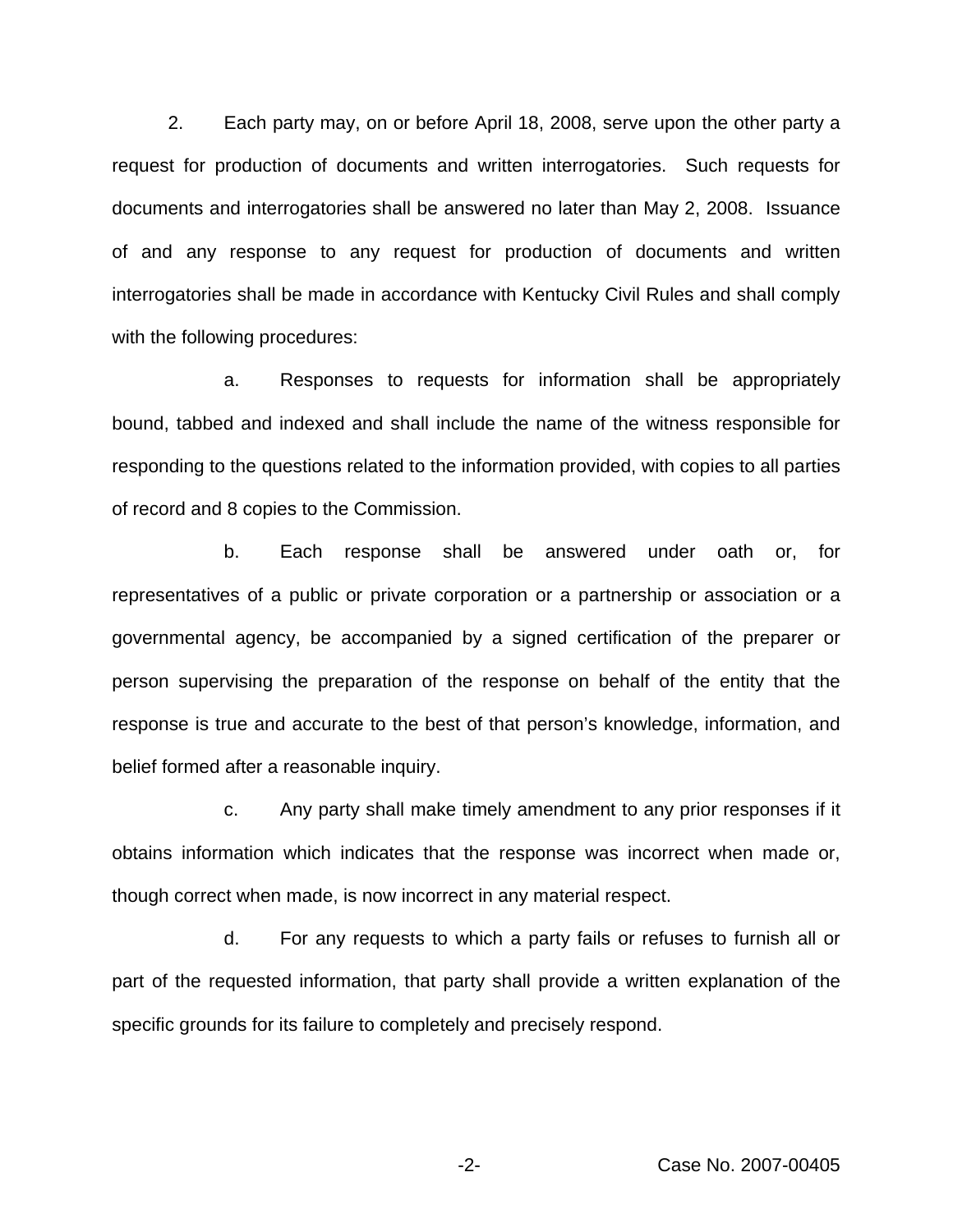2. Each party may, on or before April 18, 2008, serve upon the other party a request for production of documents and written interrogatories. Such requests for documents and interrogatories shall be answered no later than May 2, 2008. Issuance of and any response to any request for production of documents and written interrogatories shall be made in accordance with Kentucky Civil Rules and shall comply with the following procedures:

a. Responses to requests for information shall be appropriately bound, tabbed and indexed and shall include the name of the witness responsible for responding to the questions related to the information provided, with copies to all parties of record and 8 copies to the Commission.

b. Each response shall be answered under oath or, for representatives of a public or private corporation or a partnership or association or a governmental agency, be accompanied by a signed certification of the preparer or person supervising the preparation of the response on behalf of the entity that the response is true and accurate to the best of that person's knowledge, information, and belief formed after a reasonable inquiry.

c. Any party shall make timely amendment to any prior responses if it obtains information which indicates that the response was incorrect when made or, though correct when made, is now incorrect in any material respect.

d. For any requests to which a party fails or refuses to furnish all or part of the requested information, that party shall provide a written explanation of the specific grounds for its failure to completely and precisely respond.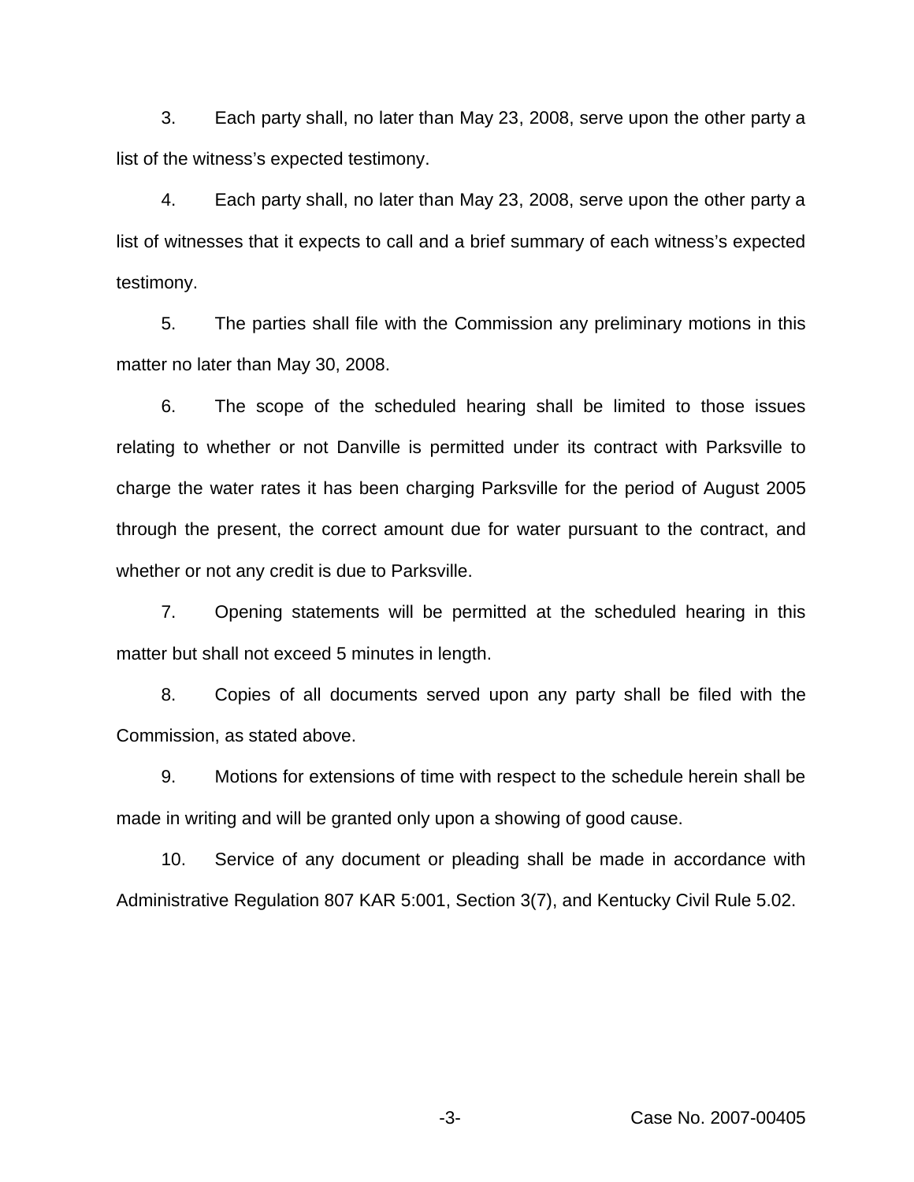3. Each party shall, no later than May 23, 2008, serve upon the other party a list of the witness's expected testimony.

4. Each party shall, no later than May 23, 2008, serve upon the other party a list of witnesses that it expects to call and a brief summary of each witness's expected testimony.

5. The parties shall file with the Commission any preliminary motions in this matter no later than May 30, 2008.

6. The scope of the scheduled hearing shall be limited to those issues relating to whether or not Danville is permitted under its contract with Parksville to charge the water rates it has been charging Parksville for the period of August 2005 through the present, the correct amount due for water pursuant to the contract, and whether or not any credit is due to Parksville.

7. Opening statements will be permitted at the scheduled hearing in this matter but shall not exceed 5 minutes in length.

8. Copies of all documents served upon any party shall be filed with the Commission, as stated above.

9. Motions for extensions of time with respect to the schedule herein shall be made in writing and will be granted only upon a showing of good cause.

10. Service of any document or pleading shall be made in accordance with Administrative Regulation 807 KAR 5:001, Section 3(7), and Kentucky Civil Rule 5.02.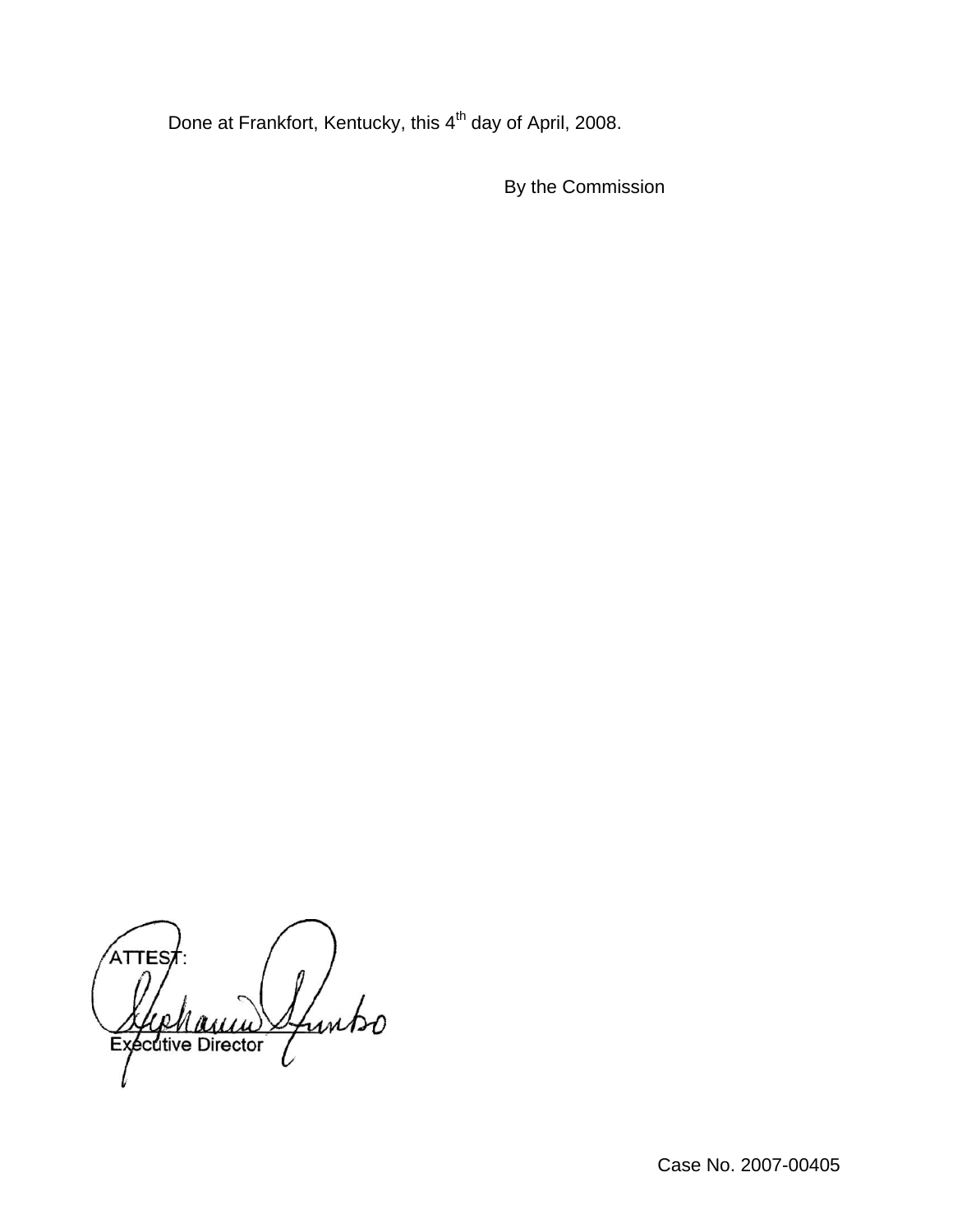Done at Frankfort, Kentucky, this 4th day of April, 2008.

By the Commission

ATTEST:

Executive Director

Case No. 2007-00405